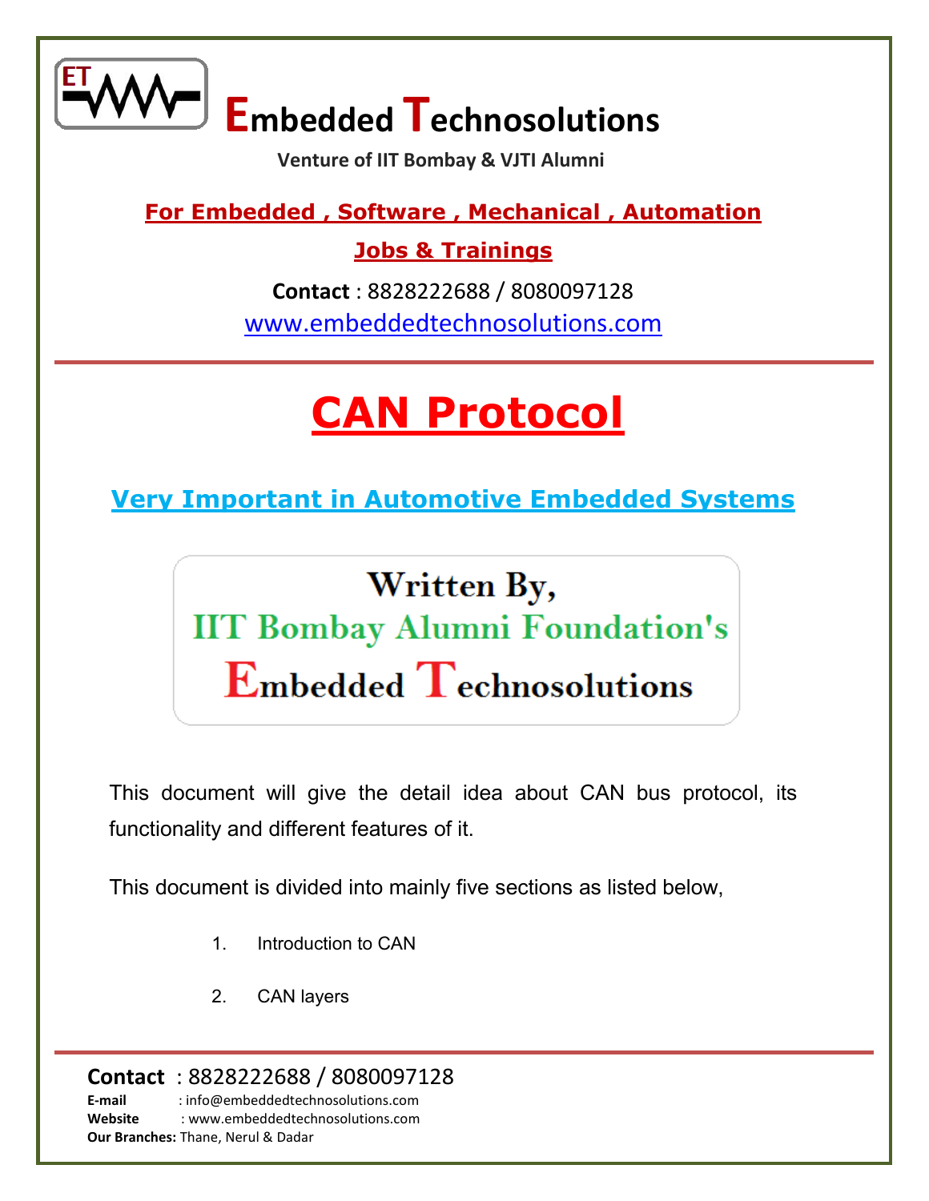# Embedded Technosolutions

**Venture of IIT Bombay & VJTI Alumni**

**For Embedded , Software , Mechanical , Automation**

**Jobs & Trainings**

**Contact** : 8828222688 / 8080097128

www.embeddedtechnosolutions.com

# CAN Protocol

## Very Important in Automotive Embedded Systems

Written By,
IIT Bombay Alumni Foundation's
Embedded Technosolutions

This document will give the detail idea about CAN bus protocol, its functionality and different features of it.

This document is divided into mainly five sections as listed below,

1. Introduction to CAN
2. CAN layers

**Contact** : 8828222688 / 8080097128
**E-mail** : info@embeddedtechnosolutions.com
**Website** : www.embeddedtechnosolutions.com
**Our Branches:** Thane, Nerul & Dadar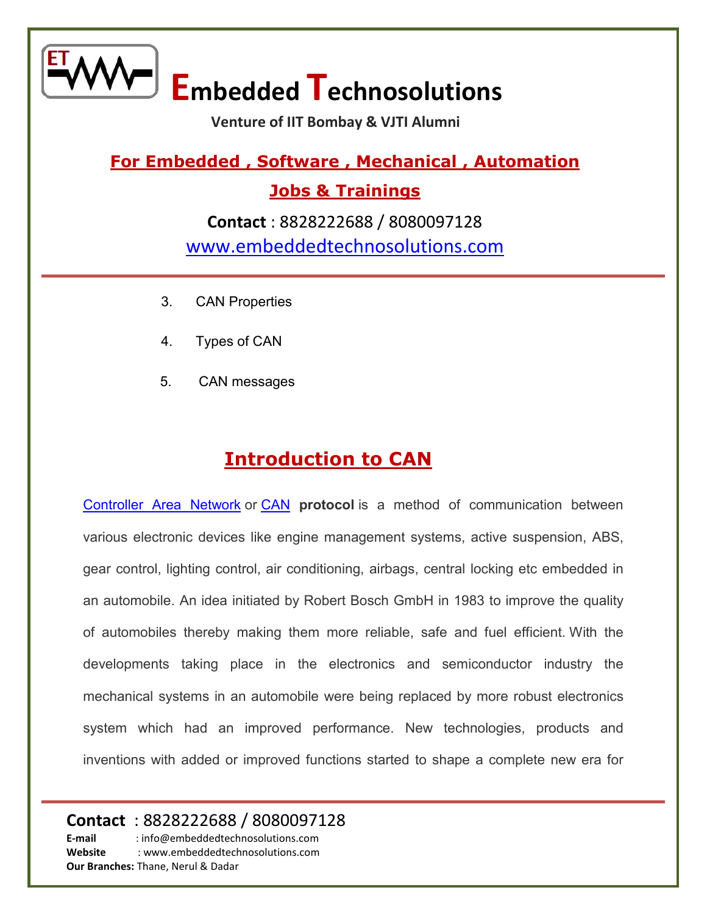3. CAN Properties
4. Types of CAN
5. CAN messages

## Introduction to CAN

Controller Area Network or CAN **protocol** is a method of communication between various electronic devices like engine management systems, active suspension, ABS, gear control, lighting control, air conditioning, airbags, central locking etc embedded in an automobile. An idea initiated by Robert Bosch GmbH in 1983 to improve the quality of automobiles thereby making them more reliable, safe and fuel efficient. With the developments taking place in the electronics and semiconductor industry the mechanical systems in an automobile were being replaced by more robust electronics system which had an improved performance. New technologies, products and inventions with added or improved functions started to shape a complete new era for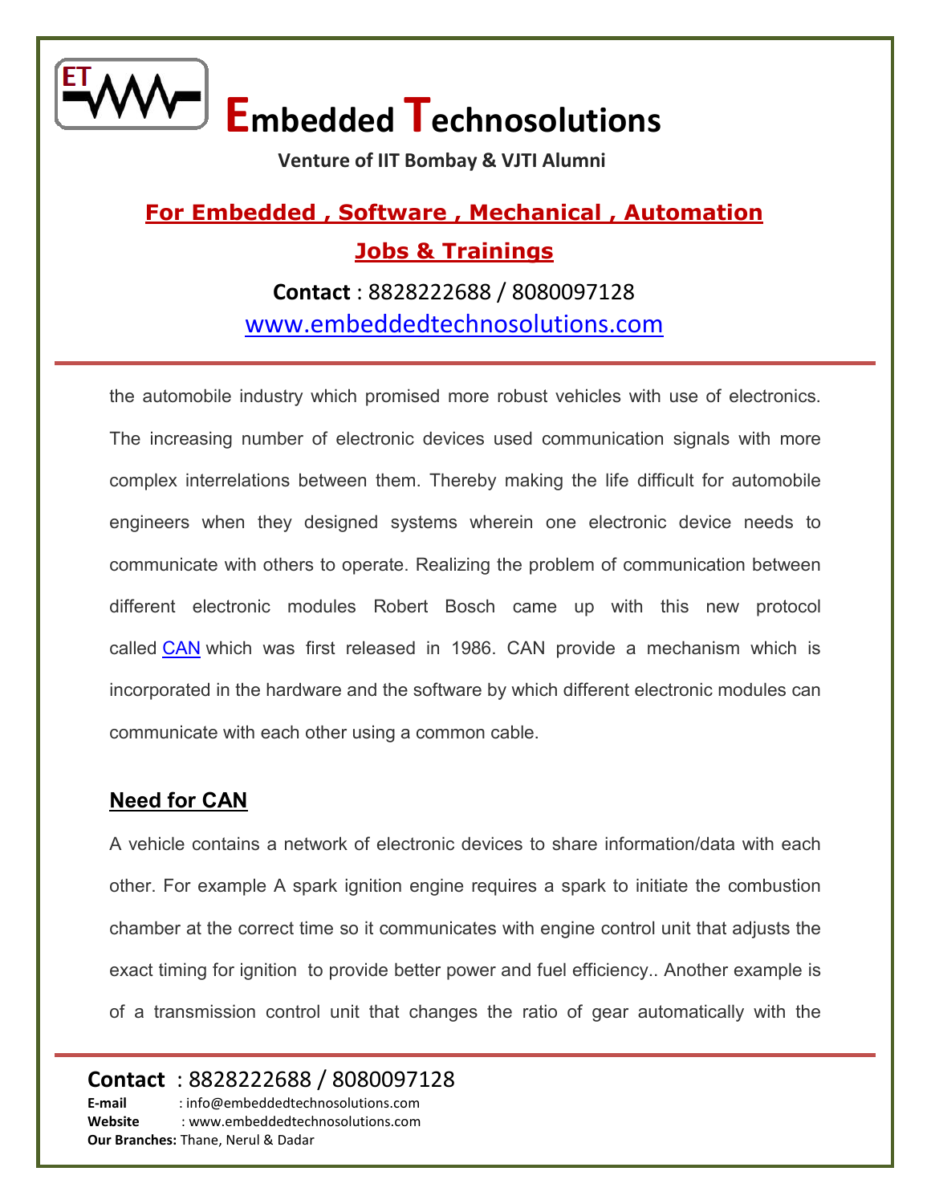the automobile industry which promised more robust vehicles with use of electronics. The increasing number of electronic devices used communication signals with more complex interrelations between them. Thereby making the life difficult for automobile engineers when they designed systems wherein one electronic device needs to communicate with others to operate. Realizing the problem of communication between different electronic modules Robert Bosch came up with this new protocol called CAN which was first released in 1986. CAN provide a mechanism which is incorporated in the hardware and the software by which different electronic modules can communicate with each other using a common cable.

## Need for CAN

A vehicle contains a network of electronic devices to share information/data with each other. For example A spark ignition engine requires a spark to initiate the combustion chamber at the correct time so it communicates with engine control unit that adjusts the exact timing for ignition to provide better power and fuel efficiency.. Another example is of a transmission control unit that changes the ratio of gear automatically with the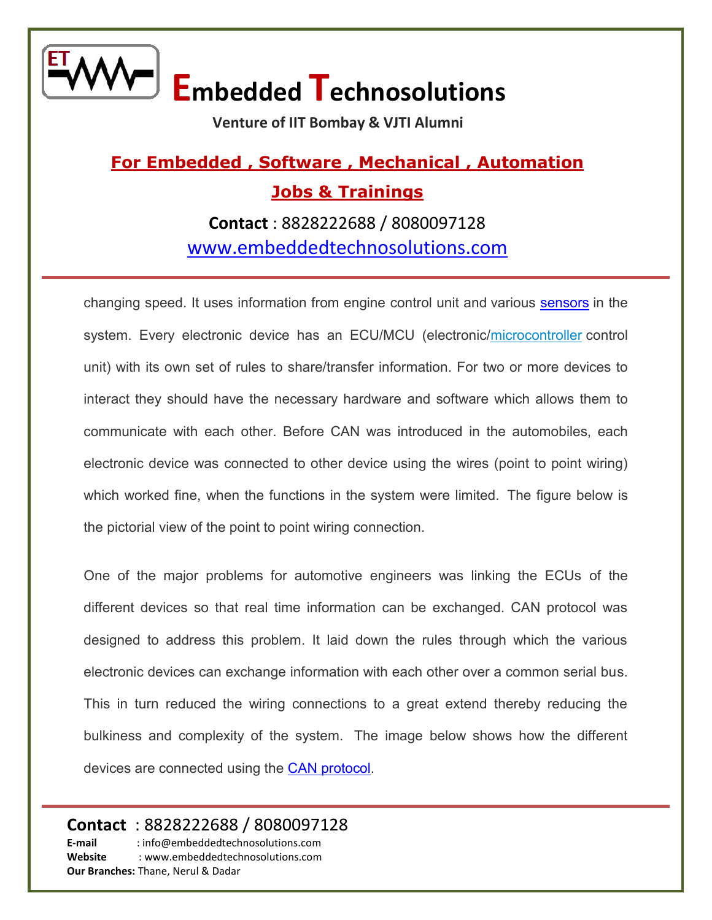changing speed. It uses information from engine control unit and various sensors in the system. Every electronic device has an ECU/MCU (electronic/microcontroller control unit) with its own set of rules to share/transfer information. For two or more devices to interact they should have the necessary hardware and software which allows them to communicate with each other. Before CAN was introduced in the automobiles, each electronic device was connected to other device using the wires (point to point wiring) which worked fine, when the functions in the system were limited. The figure below is the pictorial view of the point to point wiring connection.

One of the major problems for automotive engineers was linking the ECUs of the different devices so that real time information can be exchanged. CAN protocol was designed to address this problem. It laid down the rules through which the various electronic devices can exchange information with each other over a common serial bus. This in turn reduced the wiring connections to a great extend thereby reducing the bulkiness and complexity of the system. The image below shows how the different devices are connected using the CAN protocol.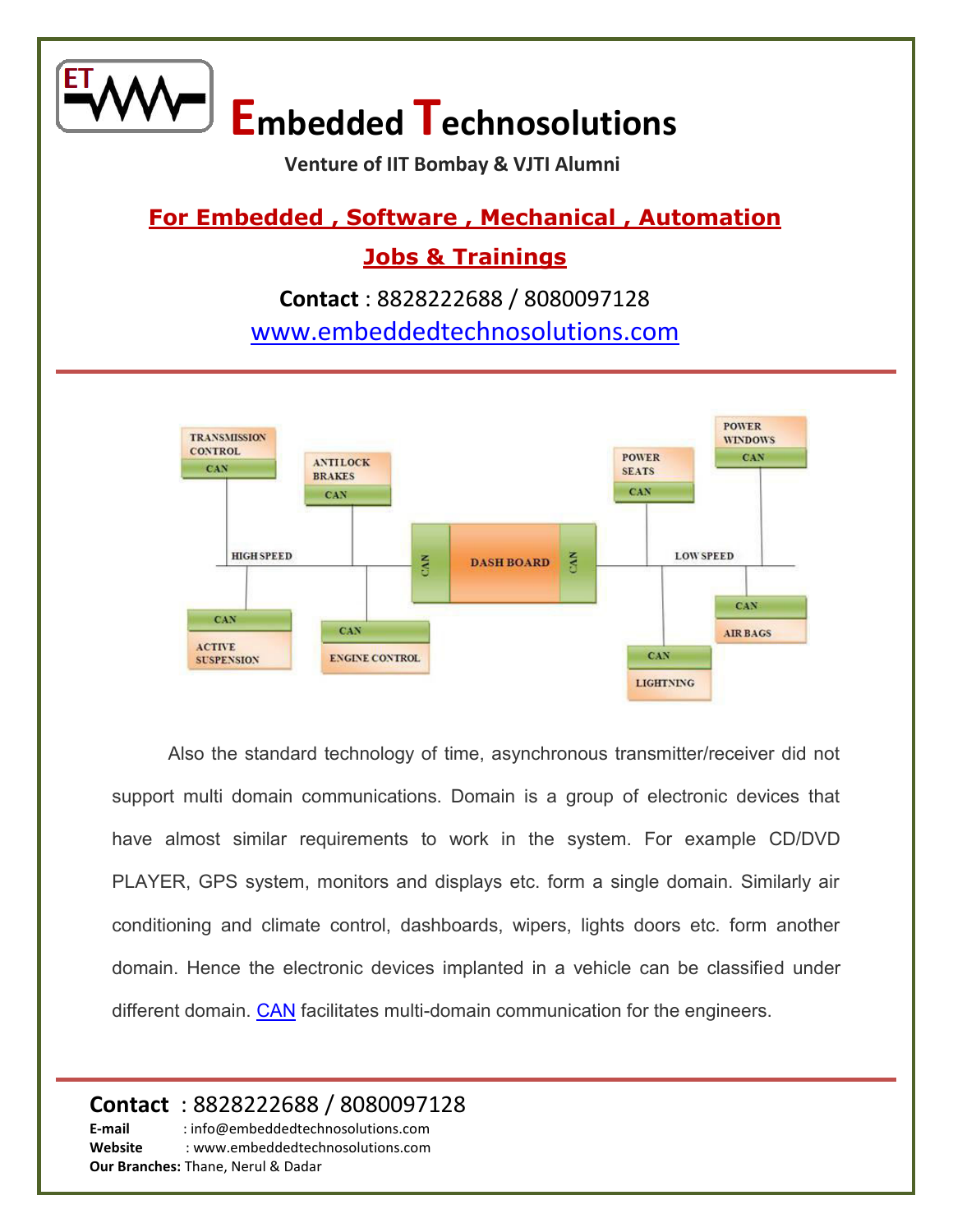Also the standard technology of time, asynchronous transmitter/receiver did not support multi domain communications. Domain is a group of electronic devices that have almost similar requirements to work in the system. For example CD/DVD PLAYER, GPS system, monitors and displays etc. form a single domain. Similarly air conditioning and climate control, dashboards, wipers, lights doors etc. form another domain. Hence the electronic devices implanted in a vehicle can be classified under different domain. CAN facilitates multi-domain communication for the engineers.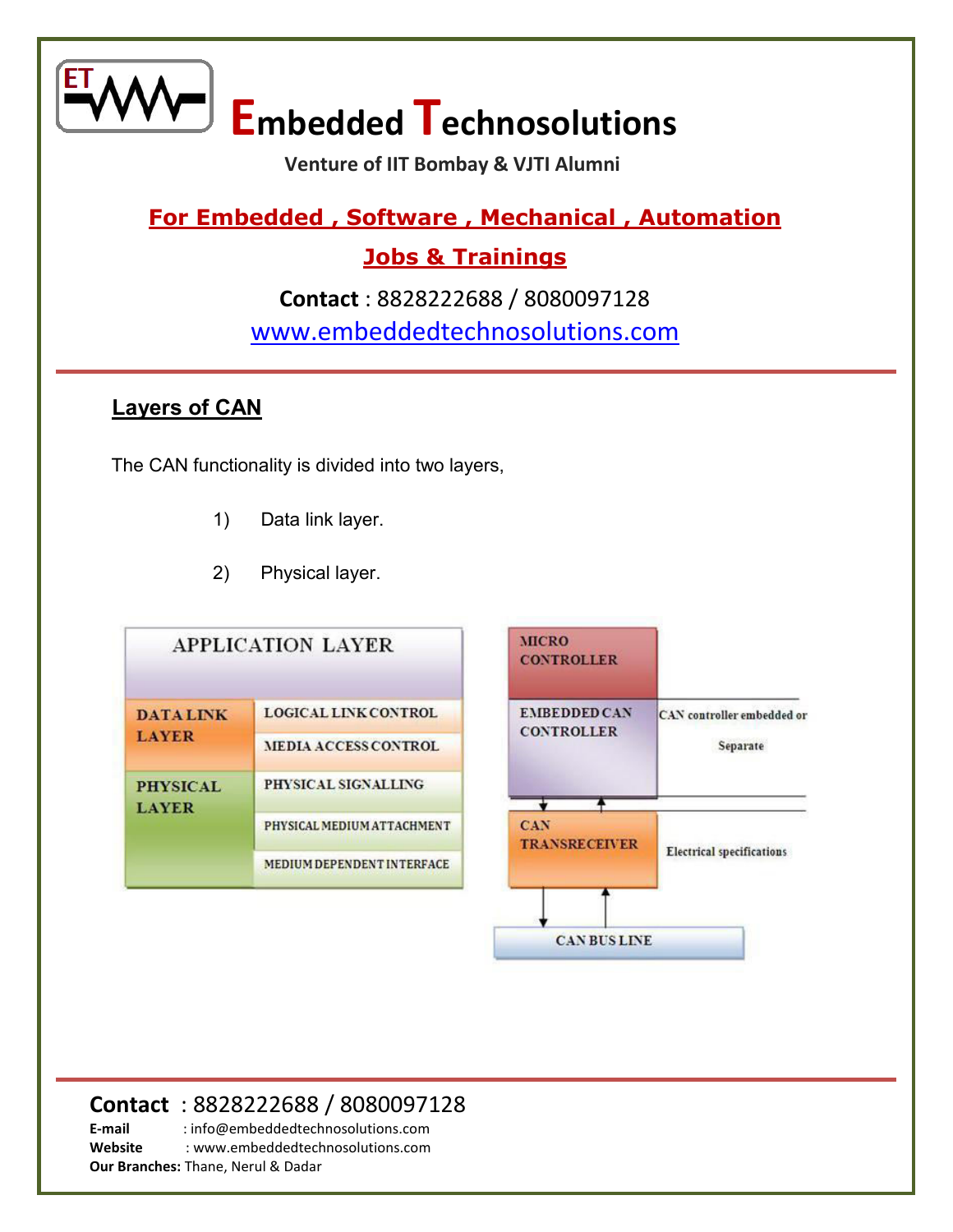## Layers of CAN

The CAN functionality is divided into two layers,

1) Data link layer.

2) Physical layer.

| APPLICATION LAYER | |
|---|---|
| DATA LINK LAYER | LOGICAL LINK CONTROL |
| | MEDIA ACCESS CONTROL |
| PHYSICAL LAYER | PHYSICAL SIGNALLING |
| | PHYSICAL MEDIUM ATTACHMENT |
| | MEDIUM DEPENDENT INTERFACE |

| Block | Description |
|---|---|
| MICRO CONTROLLER | |
| EMBEDDED CAN CONTROLLER | CAN controller embedded or Separate |
| CAN TRANSRECEIVER | Electrical specifications |
| CAN BUS LINE | |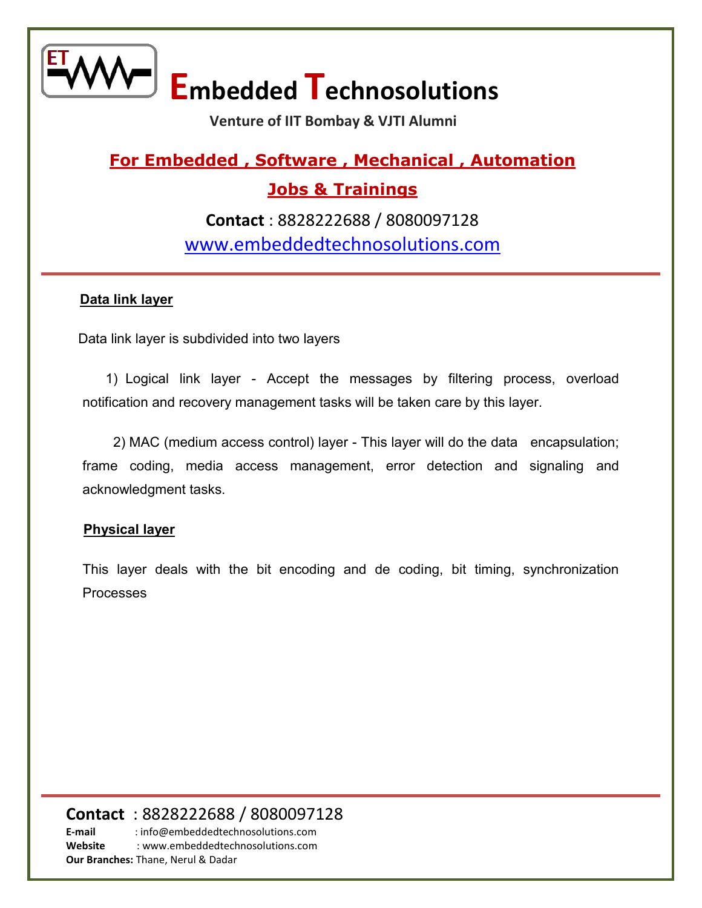### Data link layer

Data link layer is subdivided into two layers

1) Logical link layer - Accept the messages by filtering process, overload notification and recovery management tasks will be taken care by this layer.

2) MAC (medium access control) layer - This layer will do the data encapsulation; frame coding, media access management, error detection and signaling and acknowledgment tasks.

### Physical layer

This layer deals with the bit encoding and de coding, bit timing, synchronization Processes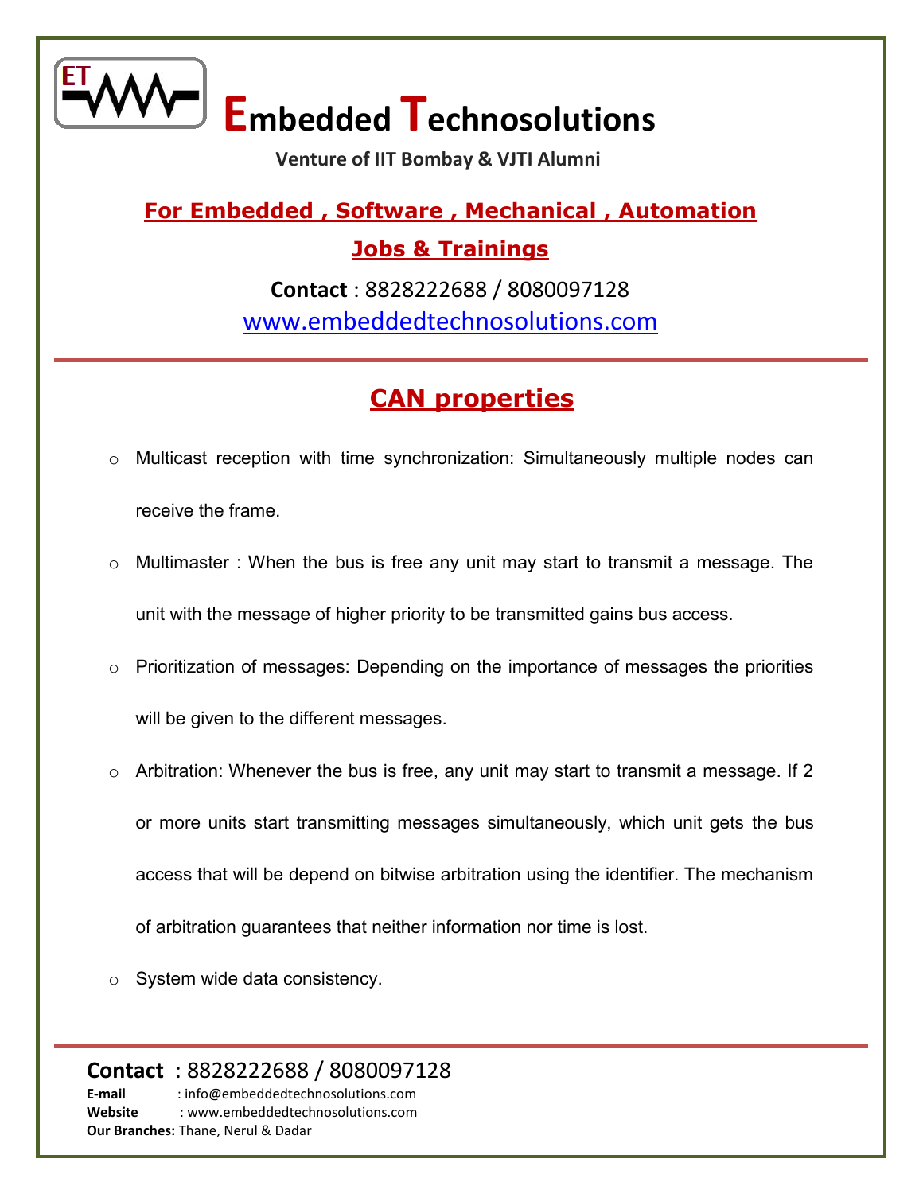## CAN properties

- Multicast reception with time synchronization: Simultaneously multiple nodes can receive the frame.
- Multimaster : When the bus is free any unit may start to transmit a message. The unit with the message of higher priority to be transmitted gains bus access.
- Prioritization of messages: Depending on the importance of messages the priorities will be given to the different messages.
- Arbitration: Whenever the bus is free, any unit may start to transmit a message. If 2 or more units start transmitting messages simultaneously, which unit gets the bus access that will be depend on bitwise arbitration using the identifier. The mechanism of arbitration guarantees that neither information nor time is lost.
- System wide data consistency.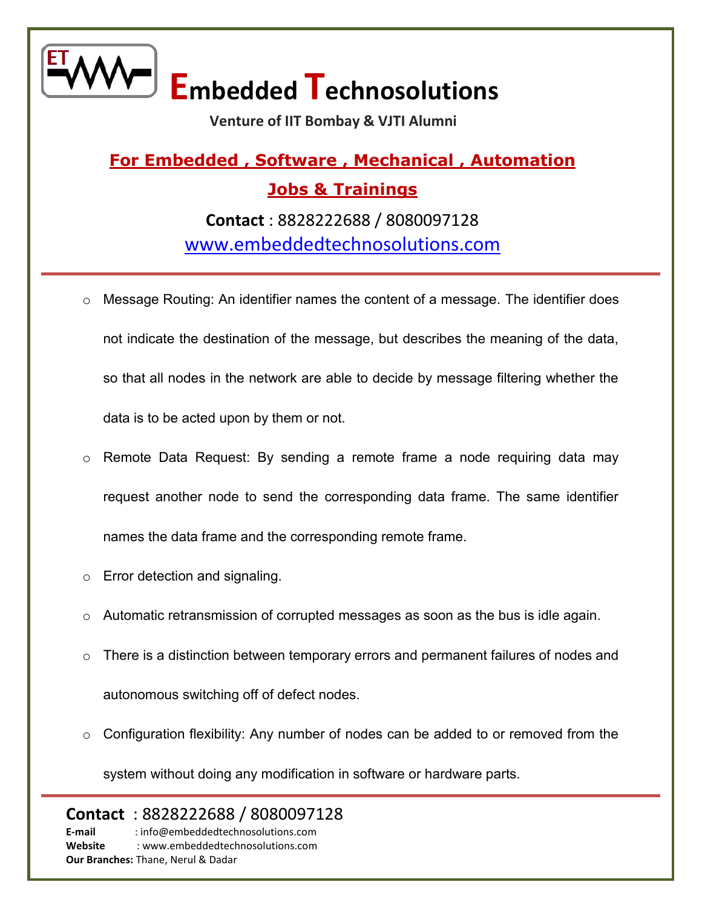- Message Routing: An identifier names the content of a message. The identifier does not indicate the destination of the message, but describes the meaning of the data, so that all nodes in the network are able to decide by message filtering whether the data is to be acted upon by them or not.
- Remote Data Request: By sending a remote frame a node requiring data may request another node to send the corresponding data frame. The same identifier names the data frame and the corresponding remote frame.
- Error detection and signaling.
- Automatic retransmission of corrupted messages as soon as the bus is idle again.
- There is a distinction between temporary errors and permanent failures of nodes and autonomous switching off of defect nodes.
- Configuration flexibility: Any number of nodes can be added to or removed from the system without doing any modification in software or hardware parts.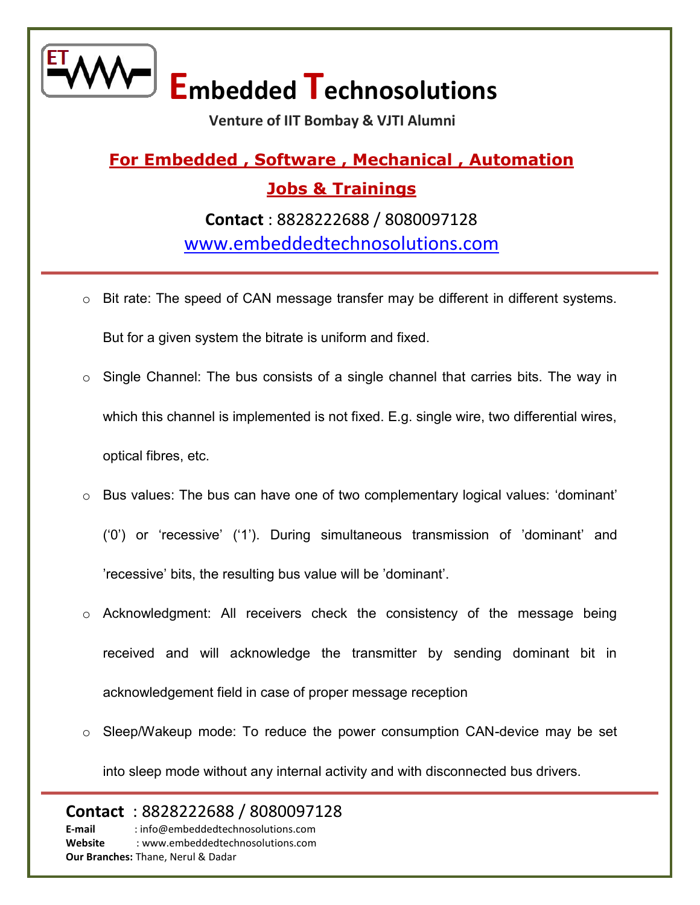- Bit rate: The speed of CAN message transfer may be different in different systems. But for a given system the bitrate is uniform and fixed.
- Single Channel: The bus consists of a single channel that carries bits. The way in which this channel is implemented is not fixed. E.g. single wire, two differential wires, optical fibres, etc.
- Bus values: The bus can have one of two complementary logical values: 'dominant' ('0') or 'recessive' ('1'). During simultaneous transmission of 'dominant' and 'recessive' bits, the resulting bus value will be 'dominant'.
- Acknowledgment: All receivers check the consistency of the message being received and will acknowledge the transmitter by sending dominant bit in acknowledgement field in case of proper message reception
- Sleep/Wakeup mode: To reduce the power consumption CAN-device may be set into sleep mode without any internal activity and with disconnected bus drivers.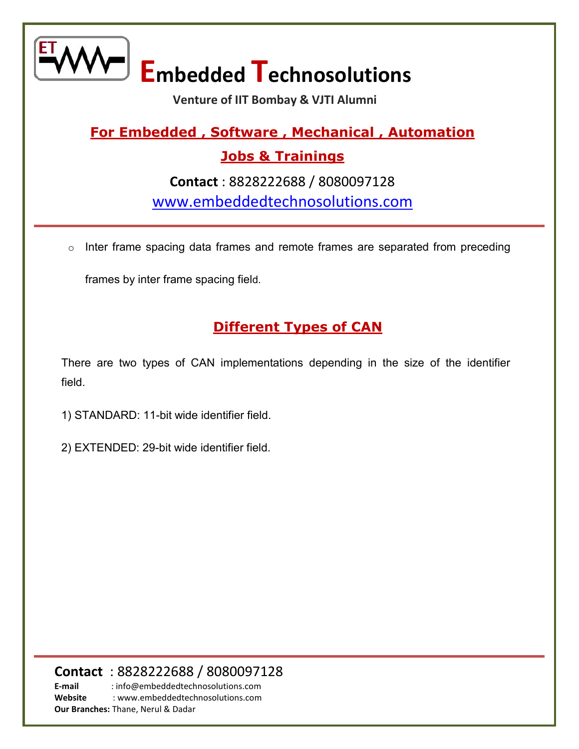- Inter frame spacing data frames and remote frames are separated from preceding frames by inter frame spacing field.

## Different Types of CAN

There are two types of CAN implementations depending in the size of the identifier field.

1) STANDARD: 11-bit wide identifier field.

2) EXTENDED: 29-bit wide identifier field.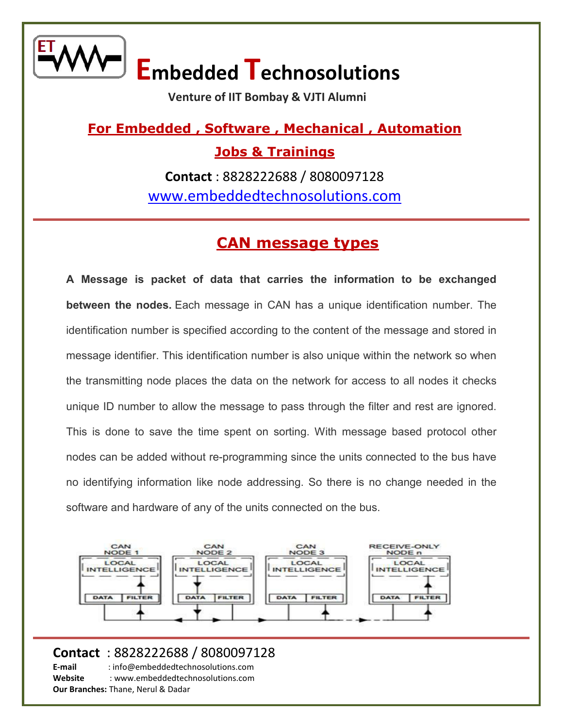## CAN message types

**A Message is packet of data that carries the information to be exchanged between the nodes.** Each message in CAN has a unique identification number. The identification number is specified according to the content of the message and stored in message identifier. This identification number is also unique within the network so when the transmitting node places the data on the network for access to all nodes it checks unique ID number to allow the message to pass through the filter and rest are ignored. This is done to save the time spent on sorting. With message based protocol other nodes can be added without re-programming since the units connected to the bus have no identifying information like node addressing. So there is no change needed in the software and hardware of any of the units connected on the bus.

CAN NODE 1 | CAN NODE 2 | CAN NODE 3 | RECEIVE-ONLY NODE n

LOCAL INTELLIGENCE — DATA — FILTER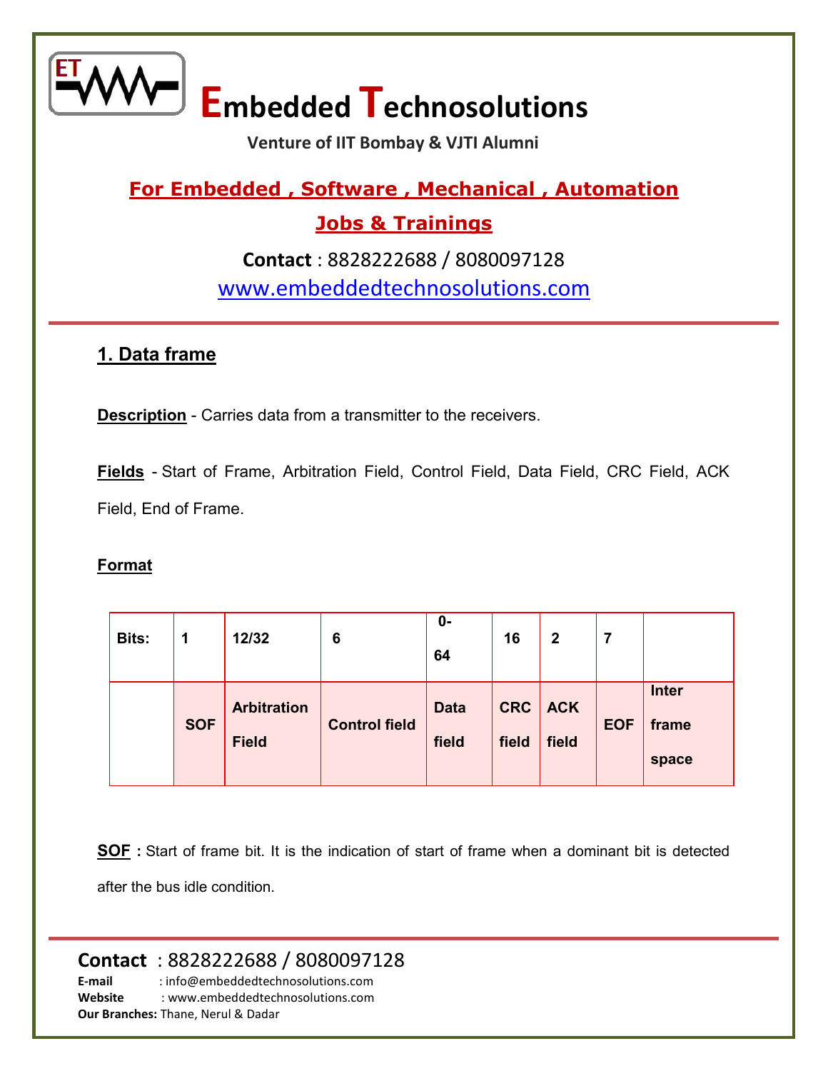## 1. Data frame

**Description** - Carries data from a transmitter to the receivers.

**Fields** - Start of Frame, Arbitration Field, Control Field, Data Field, CRC Field, ACK Field, End of Frame.

**Format**

| Bits: | 1 | 12/32 | 6 | 0-64 | 16 | 2 | 7 | |
|---|---|---|---|---|---|---|---|---|
| | SOF | Arbitration Field | Control field | Data field | CRC field | ACK field | EOF | Inter frame space |

**SOF :** Start of frame bit. It is the indication of start of frame when a dominant bit is detected after the bus idle condition.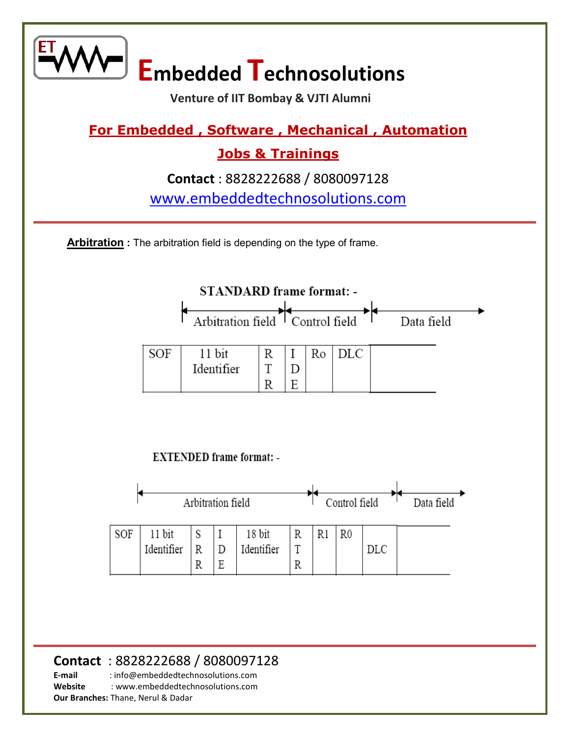**Arbitration :** The arbitration field is depending on the type of frame.

**STANDARD frame format: -**

| Arbitration field | | | Control field | | | Data field |
|---|---|---|---|---|---|---|
| SOF | 11 bit Identifier | RTR | IDE | Ro | DLC | |

**EXTENDED frame format: -**

| Arbitration field | | | | | | Control field | | | Data field |
|---|---|---|---|---|---|---|---|---|---|
| SOF | 11 bit Identifier | SRR | IDE | 18 bit Identifier | RTR | R1 | R0 | DLC | |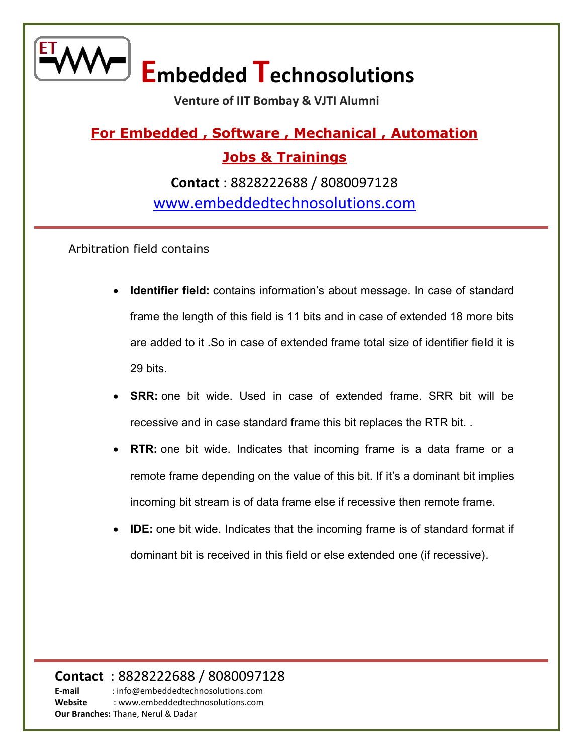Arbitration field contains

- **Identifier field:** contains information's about message. In case of standard frame the length of this field is 11 bits and in case of extended 18 more bits are added to it .So in case of extended frame total size of identifier field it is 29 bits.
- **SRR:** one bit wide. Used in case of extended frame. SRR bit will be recessive and in case standard frame this bit replaces the RTR bit. .
- **RTR:** one bit wide. Indicates that incoming frame is a data frame or a remote frame depending on the value of this bit. If it's a dominant bit implies incoming bit stream is of data frame else if recessive then remote frame.
- **IDE:** one bit wide. Indicates that the incoming frame is of standard format if dominant bit is received in this field or else extended one (if recessive).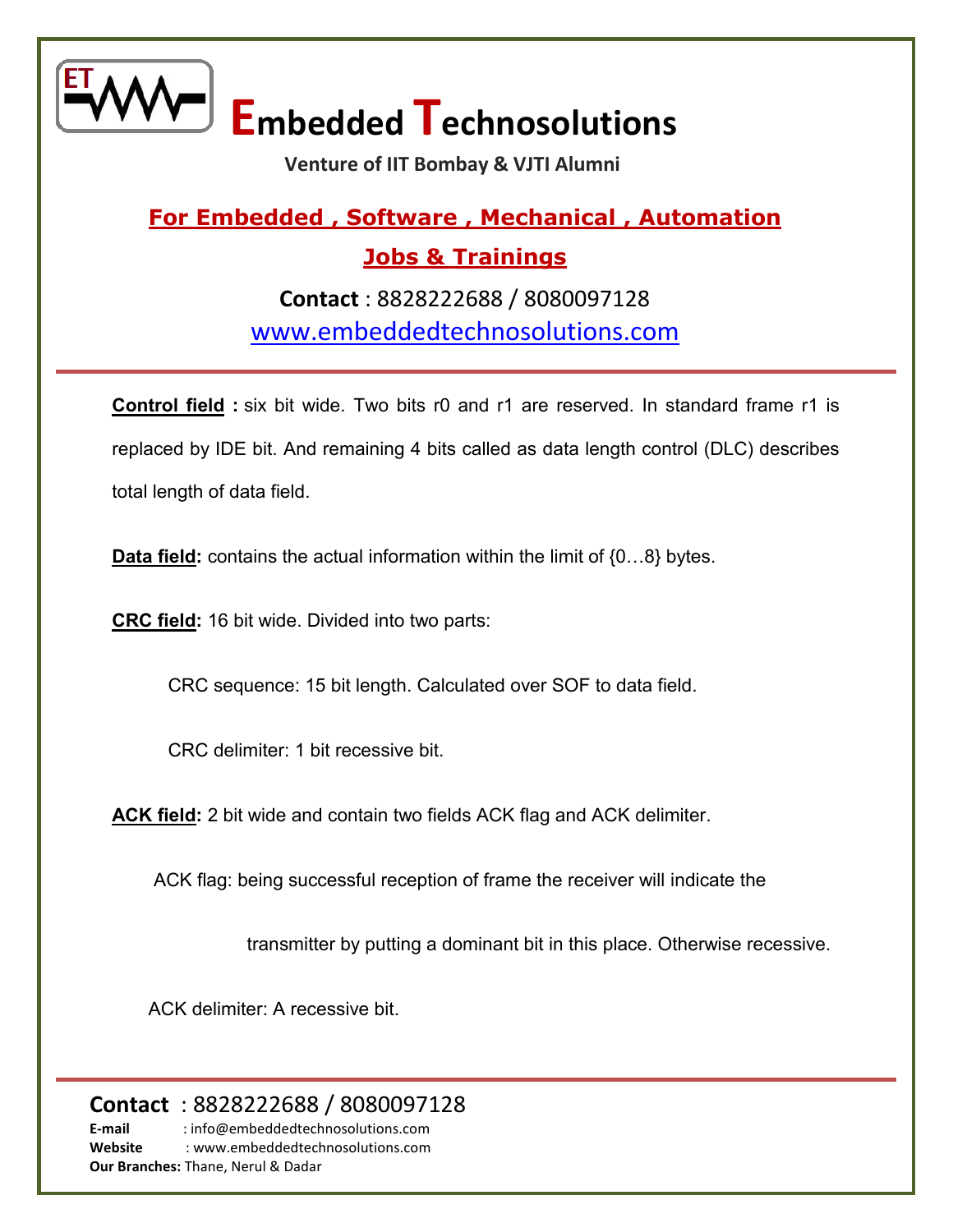**Control field :** six bit wide. Two bits r0 and r1 are reserved. In standard frame r1 is replaced by IDE bit. And remaining 4 bits called as data length control (DLC) describes total length of data field.

**Data field:** contains the actual information within the limit of {0…8} bytes.

**CRC field:** 16 bit wide. Divided into two parts:

CRC sequence: 15 bit length. Calculated over SOF to data field.

CRC delimiter: 1 bit recessive bit.

**ACK field:** 2 bit wide and contain two fields ACK flag and ACK delimiter.

ACK flag: being successful reception of frame the receiver will indicate the transmitter by putting a dominant bit in this place. Otherwise recessive.

ACK delimiter: A recessive bit.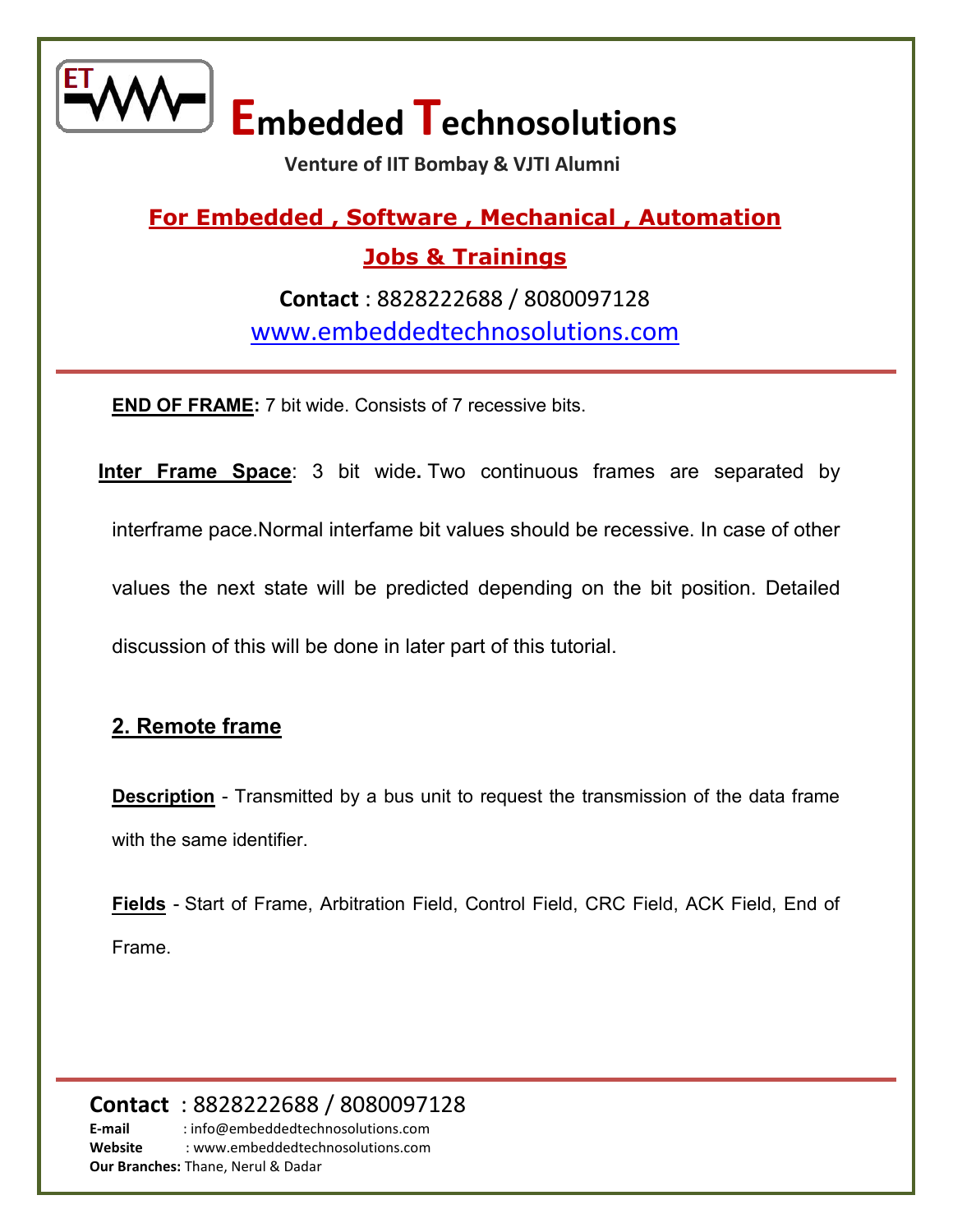**END OF FRAME:** 7 bit wide. Consists of 7 recessive bits.

**Inter Frame Space**: 3 bit wide**.** Two continuous frames are separated by interframe pace.Normal interfame bit values should be recessive. In case of other values the next state will be predicted depending on the bit position. Detailed discussion of this will be done in later part of this tutorial.

## 2. Remote frame

**Description** - Transmitted by a bus unit to request the transmission of the data frame with the same identifier.

**Fields** - Start of Frame, Arbitration Field, Control Field, CRC Field, ACK Field, End of Frame.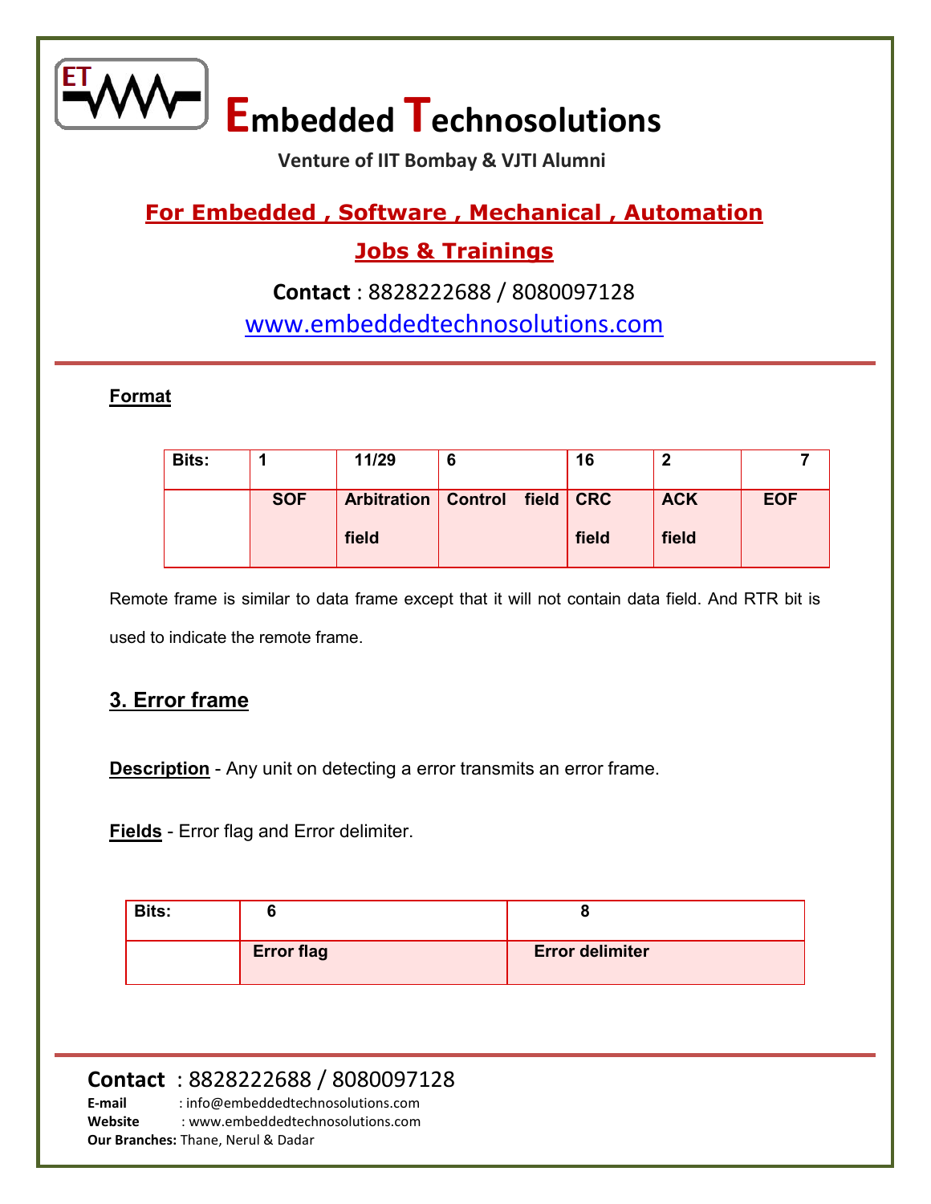**Format**

| Bits: | 1 | 11/29 | 6 | 16 | 2 | 7 |
|---|---|---|---|---|---|---|
| | SOF | Arbitration field | Control field | CRC field | ACK field | EOF |

Remote frame is similar to data frame except that it will not contain data field. And RTR bit is used to indicate the remote frame.

## 3. Error frame

**Description** - Any unit on detecting a error transmits an error frame.

**Fields** - Error flag and Error delimiter.

| Bits: | 6 | 8 |
|---|---|---|
| | Error flag | Error delimiter |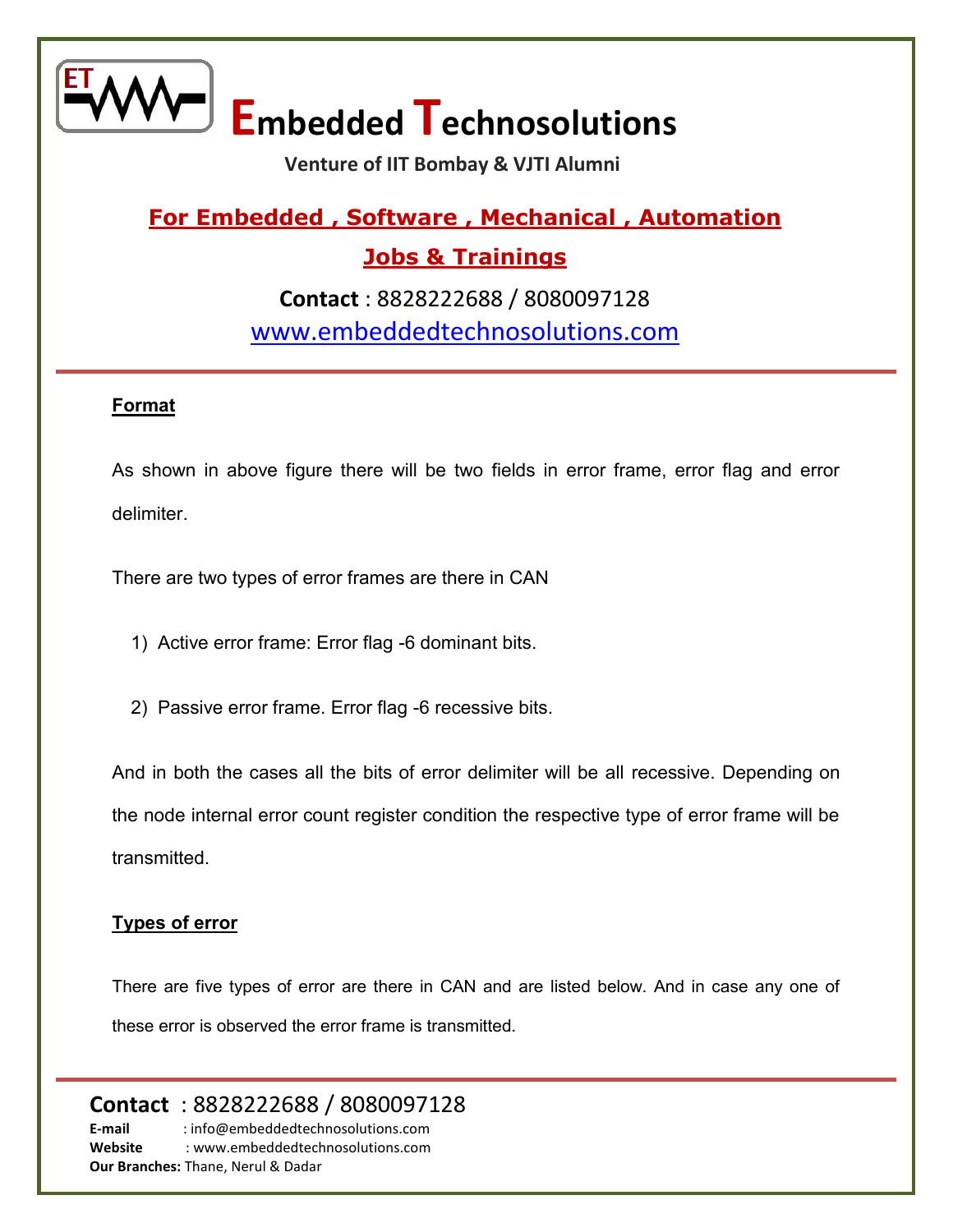### Format

As shown in above figure there will be two fields in error frame, error flag and error delimiter.

There are two types of error frames are there in CAN

1) Active error frame: Error flag -6 dominant bits.

2) Passive error frame. Error flag -6 recessive bits.

And in both the cases all the bits of error delimiter will be all recessive. Depending on the node internal error count register condition the respective type of error frame will be transmitted.

### Types of error

There are five types of error are there in CAN and are listed below. And in case any one of these error is observed the error frame is transmitted.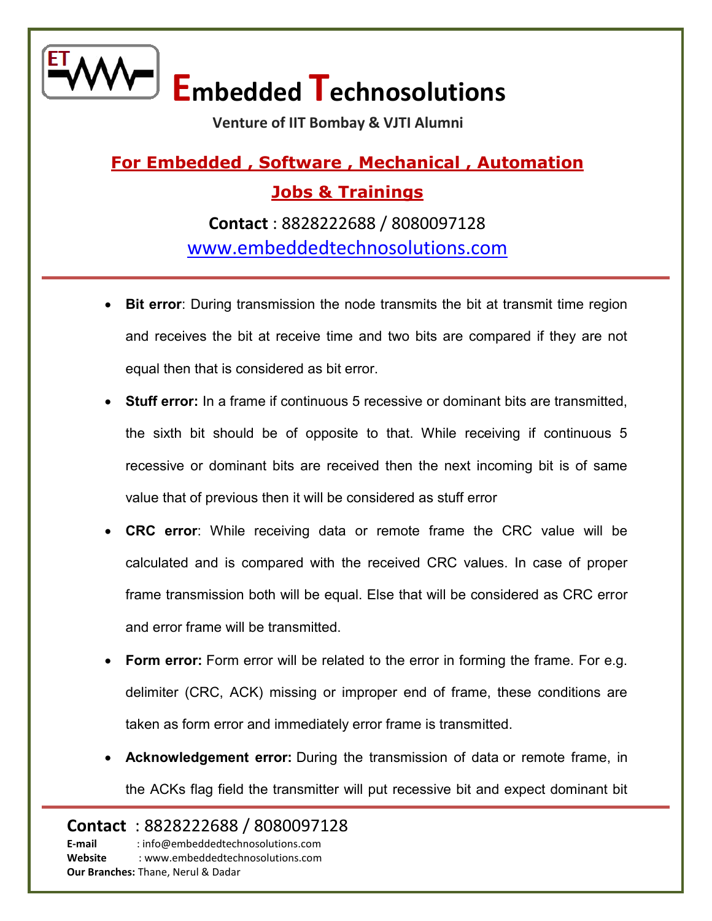- **Bit error**: During transmission the node transmits the bit at transmit time region and receives the bit at receive time and two bits are compared if they are not equal then that is considered as bit error.
- **Stuff error:** In a frame if continuous 5 recessive or dominant bits are transmitted, the sixth bit should be of opposite to that. While receiving if continuous 5 recessive or dominant bits are received then the next incoming bit is of same value that of previous then it will be considered as stuff error
- **CRC error**: While receiving data or remote frame the CRC value will be calculated and is compared with the received CRC values. In case of proper frame transmission both will be equal. Else that will be considered as CRC error and error frame will be transmitted.
- **Form error:** Form error will be related to the error in forming the frame. For e.g. delimiter (CRC, ACK) missing or improper end of frame, these conditions are taken as form error and immediately error frame is transmitted.
- **Acknowledgement error:** During the transmission of data or remote frame, in the ACKs flag field the transmitter will put recessive bit and expect dominant bit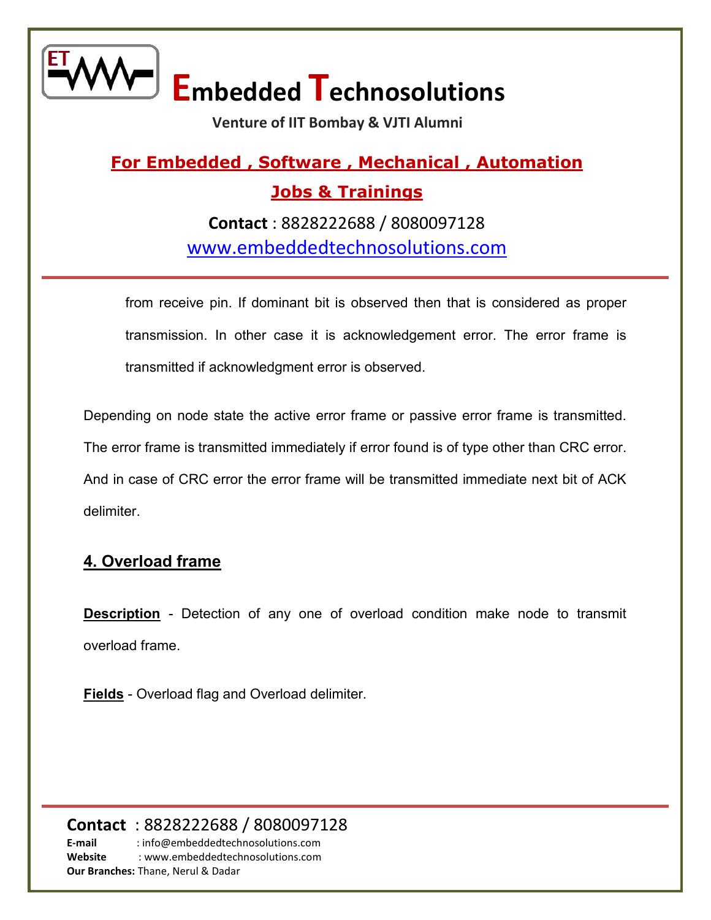from receive pin. If dominant bit is observed then that is considered as proper transmission. In other case it is acknowledgement error. The error frame is transmitted if acknowledgment error is observed.

Depending on node state the active error frame or passive error frame is transmitted. The error frame is transmitted immediately if error found is of type other than CRC error. And in case of CRC error the error frame will be transmitted immediate next bit of ACK delimiter.

## 4. Overload frame

**Description** - Detection of any one of overload condition make node to transmit overload frame.

**Fields** - Overload flag and Overload delimiter.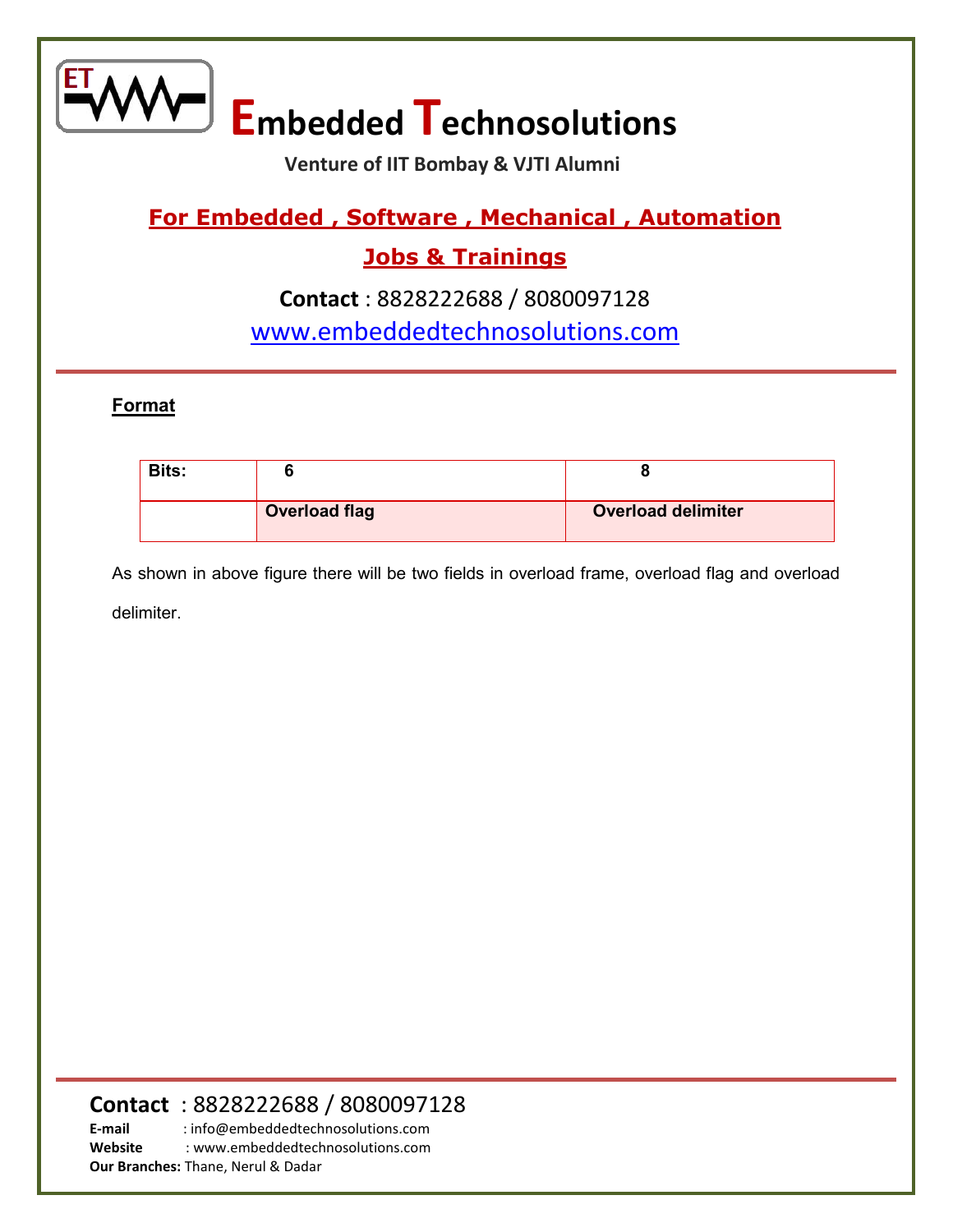**Format**

| Bits: | 6 | 8 |
|---|---|---|
| | Overload flag | Overload delimiter |

As shown in above figure there will be two fields in overload frame, overload flag and overload delimiter.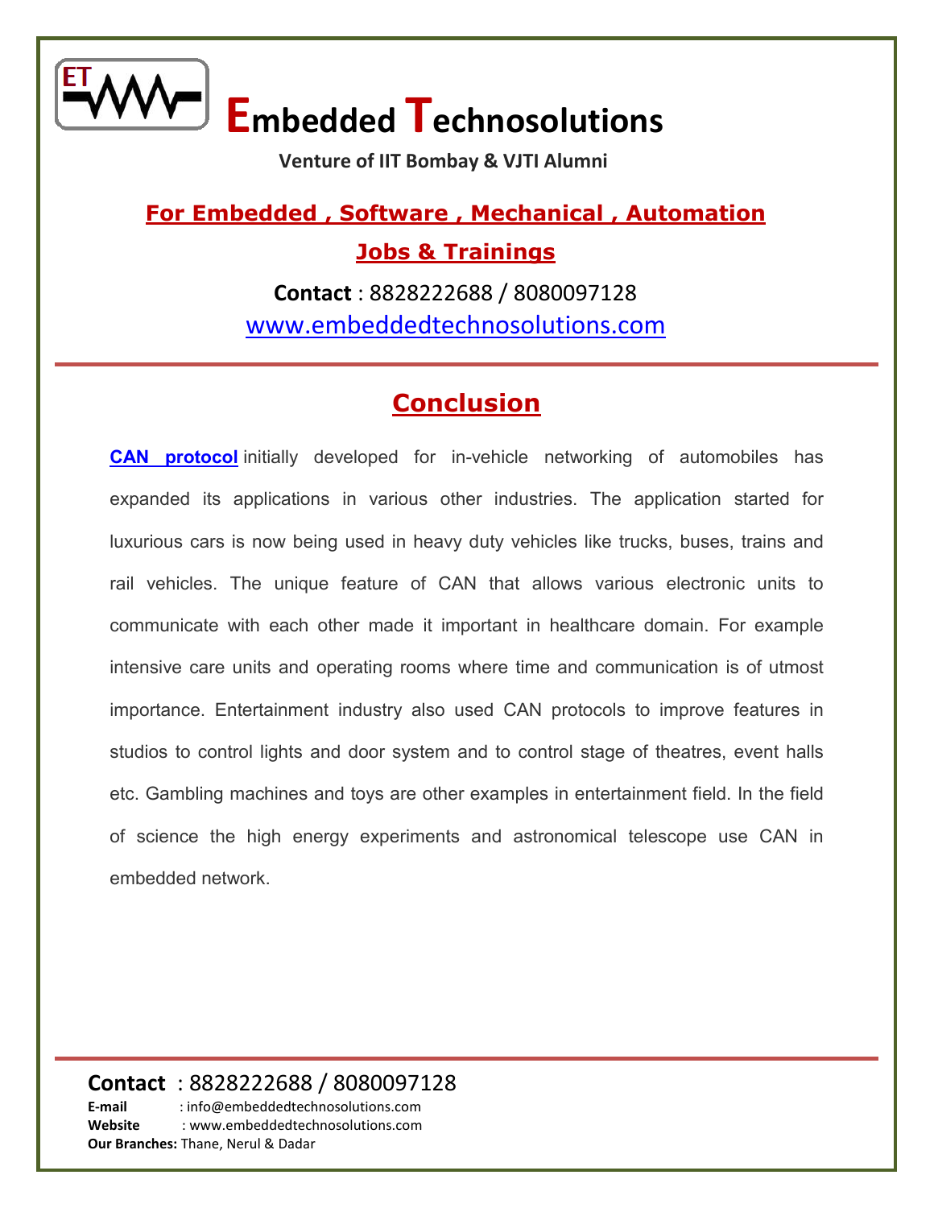## Conclusion

**CAN protocol** initially developed for in-vehicle networking of automobiles has expanded its applications in various other industries. The application started for luxurious cars is now being used in heavy duty vehicles like trucks, buses, trains and rail vehicles. The unique feature of CAN that allows various electronic units to communicate with each other made it important in healthcare domain. For example intensive care units and operating rooms where time and communication is of utmost importance. Entertainment industry also used CAN protocols to improve features in studios to control lights and door system and to control stage of theatres, event halls etc. Gambling machines and toys are other examples in entertainment field. In the field of science the high energy experiments and astronomical telescope use CAN in embedded network.